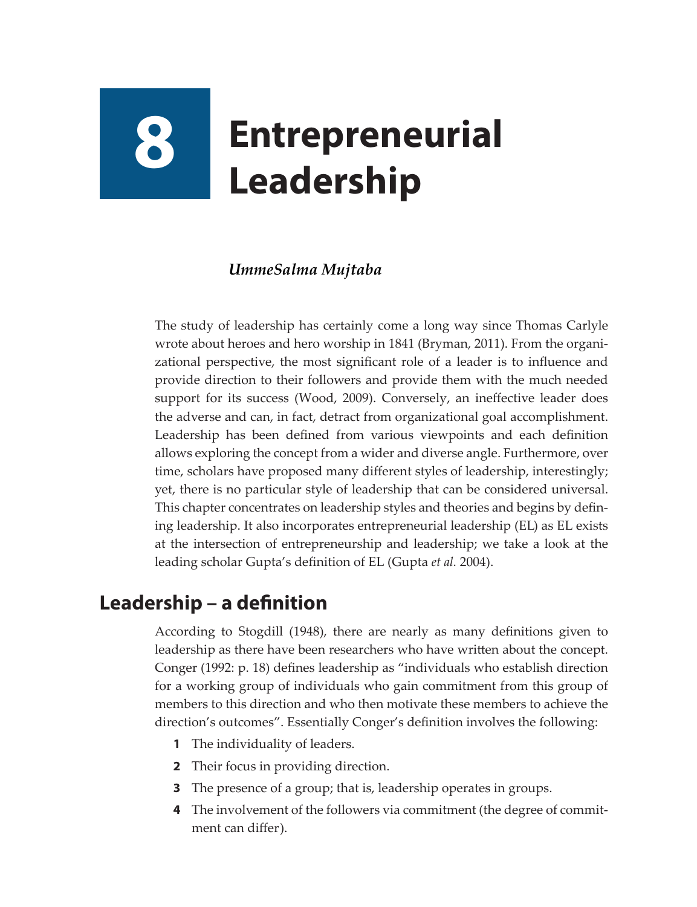# 8 Entrepreneurial Leadership

*UmmeSalma Mujtaba*

The study of leadership has certainly come a long way since Thomas Carlyle wrote about heroes and hero worship in 1841 (Bryman, 2011). From the organizational perspective, the most significant role of a leader is to influence and provide direction to their followers and provide them with the much needed support for its success (Wood, 2009). Conversely, an ineffective leader does the adverse and can, in fact, detract from organizational goal accomplishment. Leadership has been defined from various viewpoints and each definition allows exploring the concept from a wider and diverse angle. Furthermore, over time, scholars have proposed many different styles of leadership, interestingly; yet, there is no particular style of leadership that can be considered universal. This chapter concentrates on leadership styles and theories and begins by defining leadership. It also incorporates entrepreneurial leadership (EL) as EL exists at the intersection of entrepreneurship and leadership; we take a look at the leading scholar Gupta's definition of EL (Gupta *et al.* 2004).

## Leadership – a definition

According to Stogdill (1948), there are nearly as many definitions given to leadership as there have been researchers who have written about the concept. Conger (1992: p. 18) defines leadership as "individuals who establish direction for a working group of individuals who gain commitment from this group of members to this direction and who then motivate these members to achieve the direction's outcomes". Essentially Conger's definition involves the following:

1. The individuality of leaders.
2. Their focus in providing direction.
3. The presence of a group; that is, leadership operates in groups.
4. The involvement of the followers via commitment (the degree of commitment can differ).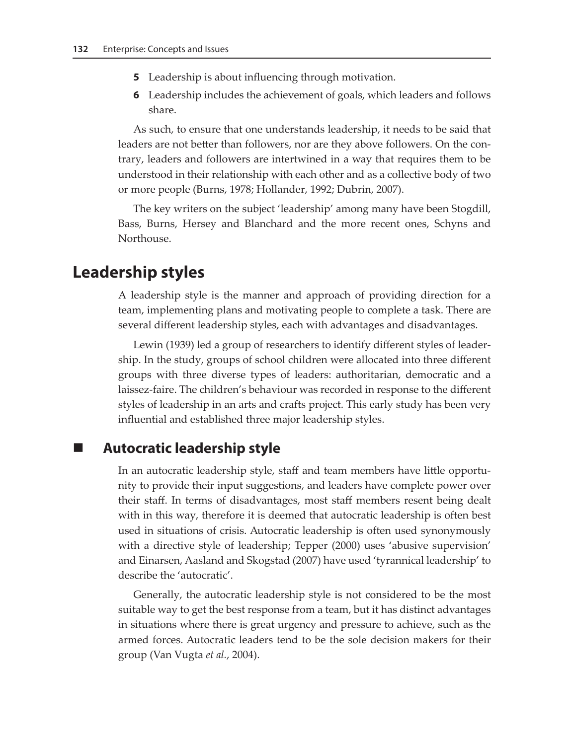5. Leadership is about influencing through motivation.
6. Leadership includes the achievement of goals, which leaders and follows share.

As such, to ensure that one understands leadership, it needs to be said that leaders are not better than followers, nor are they above followers. On the contrary, leaders and followers are intertwined in a way that requires them to be understood in their relationship with each other and as a collective body of two or more people (Burns, 1978; Hollander, 1992; Dubrin, 2007).

The key writers on the subject 'leadership' among many have been Stogdill, Bass, Burns, Hersey and Blanchard and the more recent ones, Schyns and Northouse.

## Leadership styles

A leadership style is the manner and approach of providing direction for a team, implementing plans and motivating people to complete a task. There are several different leadership styles, each with advantages and disadvantages.

Lewin (1939) led a group of researchers to identify different styles of leadership. In the study, groups of school children were allocated into three different groups with three diverse types of leaders: authoritarian, democratic and a laissez-faire. The children's behaviour was recorded in response to the different styles of leadership in an arts and crafts project. This early study has been very influential and established three major leadership styles.

### Autocratic leadership style

In an autocratic leadership style, staff and team members have little opportunity to provide their input suggestions, and leaders have complete power over their staff. In terms of disadvantages, most staff members resent being dealt with in this way, therefore it is deemed that autocratic leadership is often best used in situations of crisis. Autocratic leadership is often used synonymously with a directive style of leadership; Tepper (2000) uses 'abusive supervision' and Einarsen, Aasland and Skogstad (2007) have used 'tyrannical leadership' to describe the 'autocratic'.

Generally, the autocratic leadership style is not considered to be the most suitable way to get the best response from a team, but it has distinct advantages in situations where there is great urgency and pressure to achieve, such as the armed forces. Autocratic leaders tend to be the sole decision makers for their group (Van Vugta *et al.*, 2004).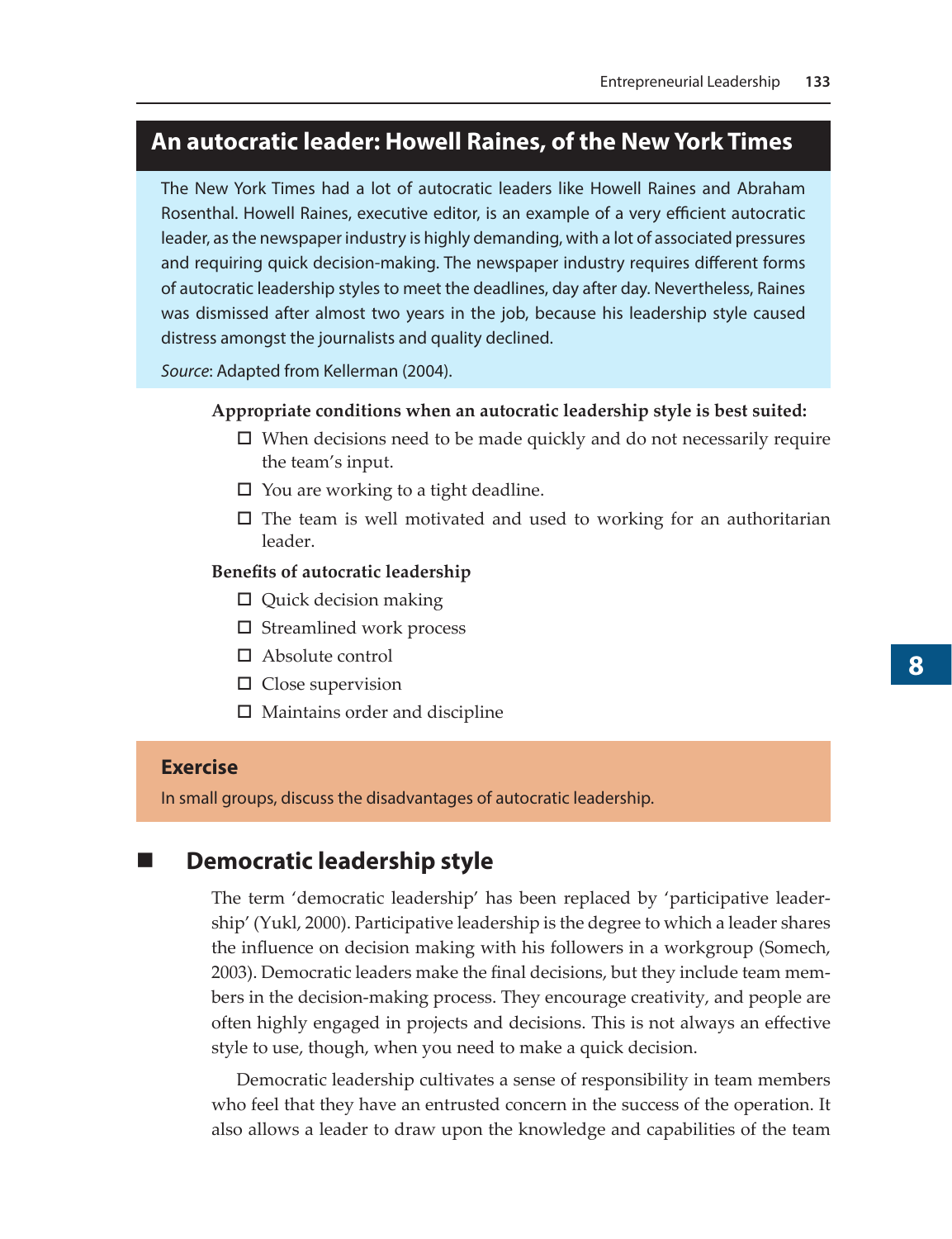## An autocratic leader: Howell Raines, of the New York Times

The New York Times had a lot of autocratic leaders like Howell Raines and Abraham Rosenthal. Howell Raines, executive editor, is an example of a very efficient autocratic leader, as the newspaper industry is highly demanding, with a lot of associated pressures and requiring quick decision-making. The newspaper industry requires different forms of autocratic leadership styles to meet the deadlines, day after day. Nevertheless, Raines was dismissed after almost two years in the job, because his leadership style caused distress amongst the journalists and quality declined.

*Source*: Adapted from Kellerman (2004).

**Appropriate conditions when an autocratic leadership style is best suited:**

- When decisions need to be made quickly and do not necessarily require the team's input.
- You are working to a tight deadline.
- The team is well motivated and used to working for an authoritarian leader.

**Benefits of autocratic leadership**

- Quick decision making
- Streamlined work process
- Absolute control
- Close supervision
- Maintains order and discipline

### Exercise

In small groups, discuss the disadvantages of autocratic leadership.

## Democratic leadership style

The term 'democratic leadership' has been replaced by 'participative leadership' (Yukl, 2000). Participative leadership is the degree to which a leader shares the influence on decision making with his followers in a workgroup (Somech, 2003). Democratic leaders make the final decisions, but they include team members in the decision-making process. They encourage creativity, and people are often highly engaged in projects and decisions. This is not always an effective style to use, though, when you need to make a quick decision.

Democratic leadership cultivates a sense of responsibility in team members who feel that they have an entrusted concern in the success of the operation. It also allows a leader to draw upon the knowledge and capabilities of the team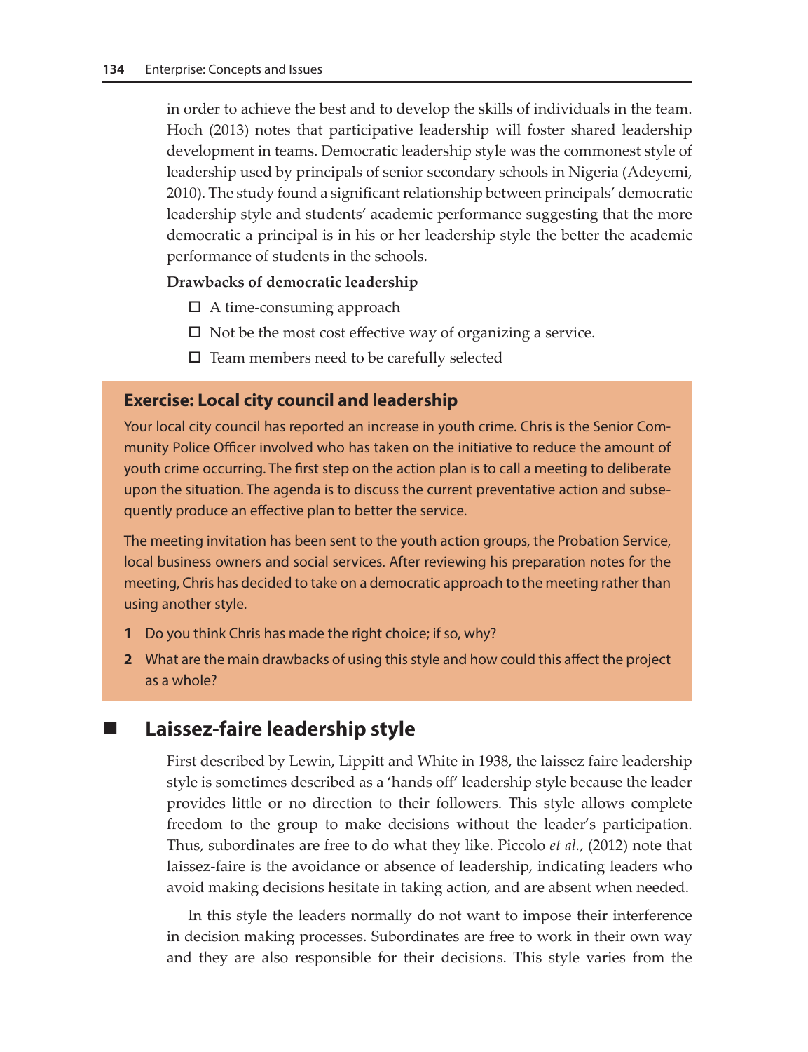in order to achieve the best and to develop the skills of individuals in the team. Hoch (2013) notes that participative leadership will foster shared leadership development in teams. Democratic leadership style was the commonest style of leadership used by principals of senior secondary schools in Nigeria (Adeyemi, 2010). The study found a significant relationship between principals' democratic leadership style and students' academic performance suggesting that the more democratic a principal is in his or her leadership style the better the academic performance of students in the schools.

**Drawbacks of democratic leadership**

- A time-consuming approach
- Not be the most cost effective way of organizing a service.
- Team members need to be carefully selected

### Exercise: Local city council and leadership

Your local city council has reported an increase in youth crime. Chris is the Senior Community Police Officer involved who has taken on the initiative to reduce the amount of youth crime occurring. The first step on the action plan is to call a meeting to deliberate upon the situation. The agenda is to discuss the current preventative action and subsequently produce an effective plan to better the service.

The meeting invitation has been sent to the youth action groups, the Probation Service, local business owners and social services. After reviewing his preparation notes for the meeting, Chris has decided to take on a democratic approach to the meeting rather than using another style.

1. Do you think Chris has made the right choice; if so, why?
2. What are the main drawbacks of using this style and how could this affect the project as a whole?

## Laissez-faire leadership style

First described by Lewin, Lippitt and White in 1938, the laissez faire leadership style is sometimes described as a 'hands off' leadership style because the leader provides little or no direction to their followers. This style allows complete freedom to the group to make decisions without the leader's participation. Thus, subordinates are free to do what they like. Piccolo *et al.*, (2012) note that laissez-faire is the avoidance or absence of leadership, indicating leaders who avoid making decisions hesitate in taking action, and are absent when needed.

In this style the leaders normally do not want to impose their interference in decision making processes. Subordinates are free to work in their own way and they are also responsible for their decisions. This style varies from the